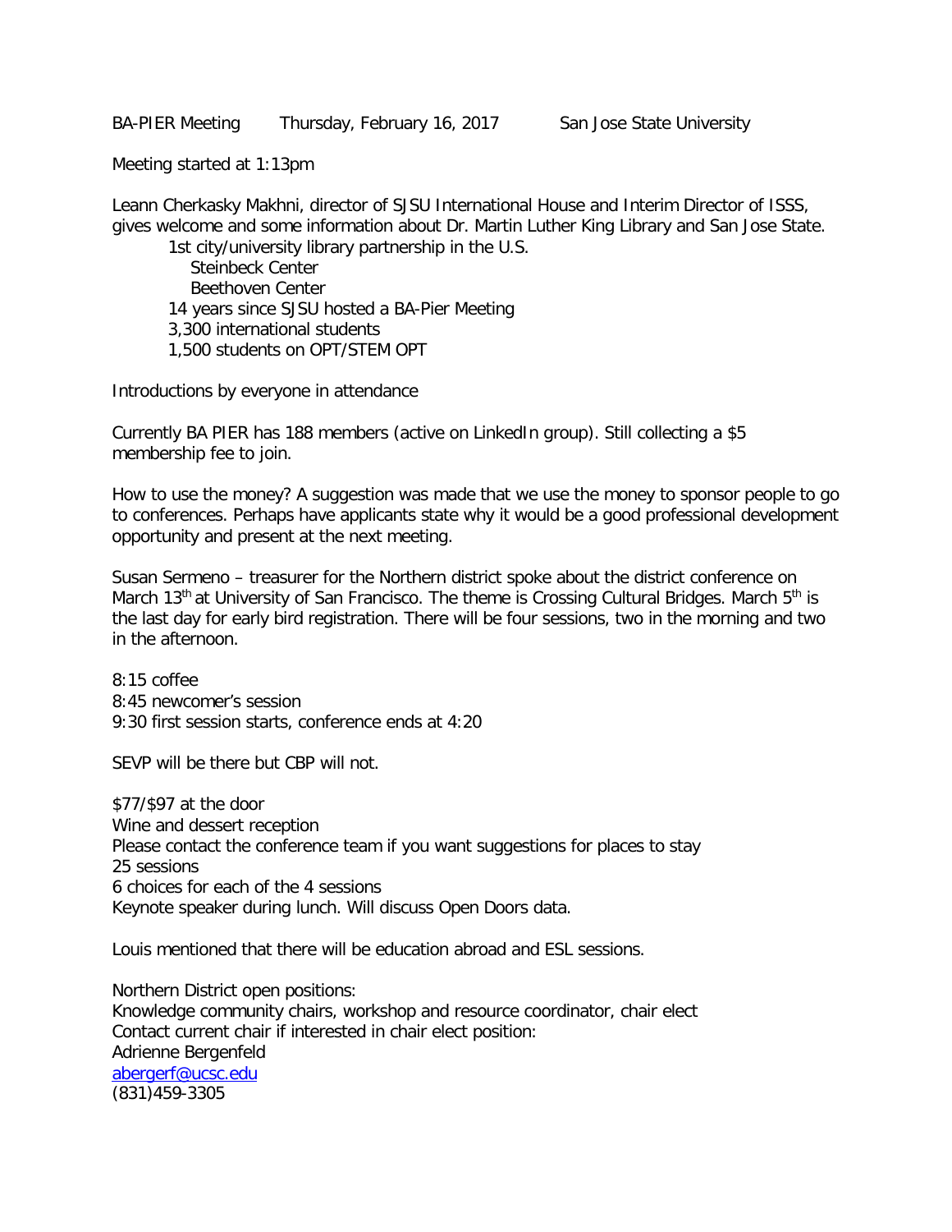BA-PIER Meeting Thursday, February 16, 2017 San Jose State University

Meeting started at 1:13pm

Leann Cherkasky Makhni, director of SJSU International House and Interim Director of ISSS, gives welcome and some information about Dr. Martin Luther King Library and San Jose State.

- 1st city/university library partnership in the U.S.
  - Steinbeck Center
  - Beethoven Center
- 14 years since SJSU hosted a BA-Pier Meeting
- 3,300 international students
- 1,500 students on OPT/STEM OPT

Introductions by everyone in attendance

Currently BA PIER has 188 members (active on LinkedIn group). Still collecting a $5 membership fee to join.

How to use the money? A suggestion was made that we use the money to sponsor people to go to conferences. Perhaps have applicants state why it would be a good professional development opportunity and present at the next meeting.

Susan Sermeno – treasurer for the Northern district spoke about the district conference on March 13th at University of San Francisco. The theme is Crossing Cultural Bridges. March 5th is the last day for early bird registration. There will be four sessions, two in the morning and two in the afternoon.

8:15 coffee
8:45 newcomer's session
9:30 first session starts, conference ends at 4:20

SEVP will be there but CBP will not.

$77/$97 at the door
Wine and dessert reception
Please contact the conference team if you want suggestions for places to stay
25 sessions
6 choices for each of the 4 sessions
Keynote speaker during lunch. Will discuss Open Doors data.

Louis mentioned that there will be education abroad and ESL sessions.

Northern District open positions:
Knowledge community chairs, workshop and resource coordinator, chair elect
Contact current chair if interested in chair elect position:
Adrienne Bergenfeld
abergerf@ucsc.edu
(831)459-3305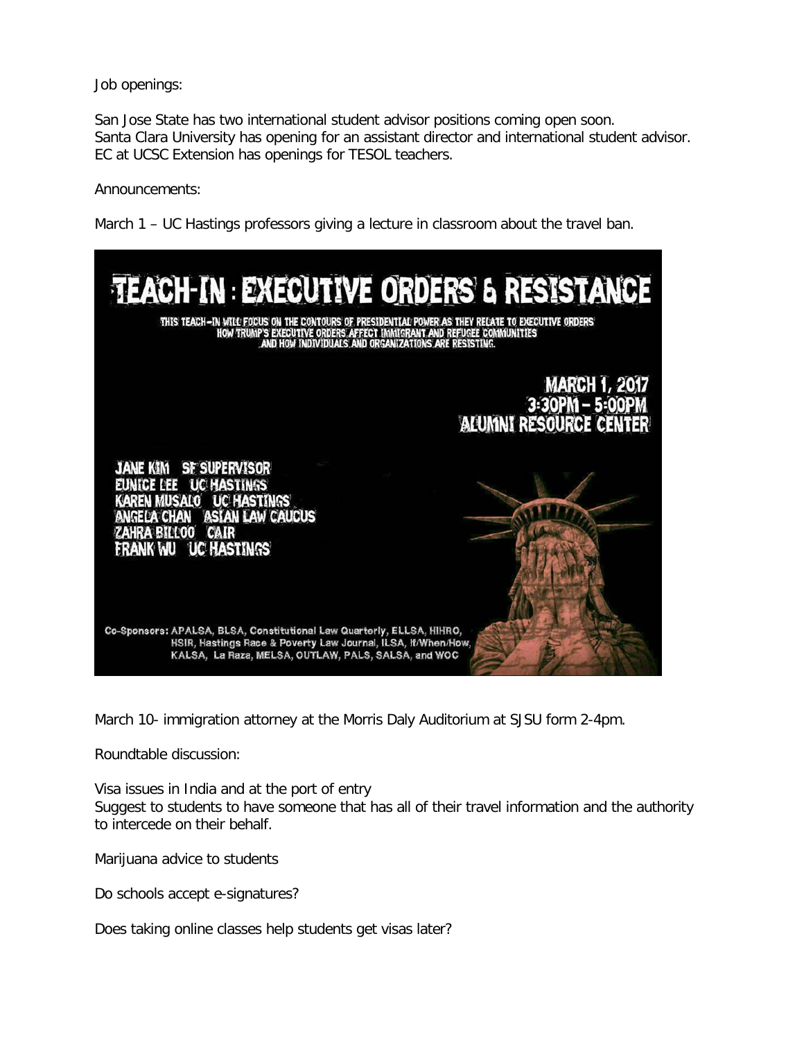Job openings:

San Jose State has two international student advisor positions coming open soon.
Santa Clara University has opening for an assistant director and international student advisor.
EC at UCSC Extension has openings for TESOL teachers.

Announcements:

March 1 – UC Hastings professors giving a lecture in classroom about the travel ban.

# TEACH-IN : EXECUTIVE ORDERS & RESISTANCE

THIS TEACH-IN WILL FOCUS ON THE CONTOURS OF PRESIDENTIAL POWER AS THEY RELATE TO EXECUTIVE ORDERS
HOW TRUMP'S EXECUTIVE ORDERS AFFECT IMMIGRANT AND REFUGEE COMMUNITIES
AND HOW INDIVIDUALS AND ORGANIZATIONS ARE RESISTING.

MARCH 1, 2017
3:30PM – 5:00PM
ALUMNI RESOURCE CENTER

JANE KIM SF SUPERVISOR
EUNICE LEE UC HASTINGS
KAREN MUSALO UC HASTINGS
ANGELA CHAN ASIAN LAW CAUCUS
ZAHRA BILLOO CAIR
FRANK WU UC HASTINGS

Co-Sponsors: APALSA, BLSA, Constitutional Law Quarterly, ELLSA, HIHRO, HSIR, Hastings Race & Poverty Law Journal, ILSA, If/When/How, KALSA, La Raza, MELSA, OUTLAW, PALS, SALSA, and WOC

March 10- immigration attorney at the Morris Daly Auditorium at SJSU form 2-4pm.

Roundtable discussion:

Visa issues in India and at the port of entry
Suggest to students to have someone that has all of their travel information and the authority to intercede on their behalf.

Marijuana advice to students

Do schools accept e-signatures?

Does taking online classes help students get visas later?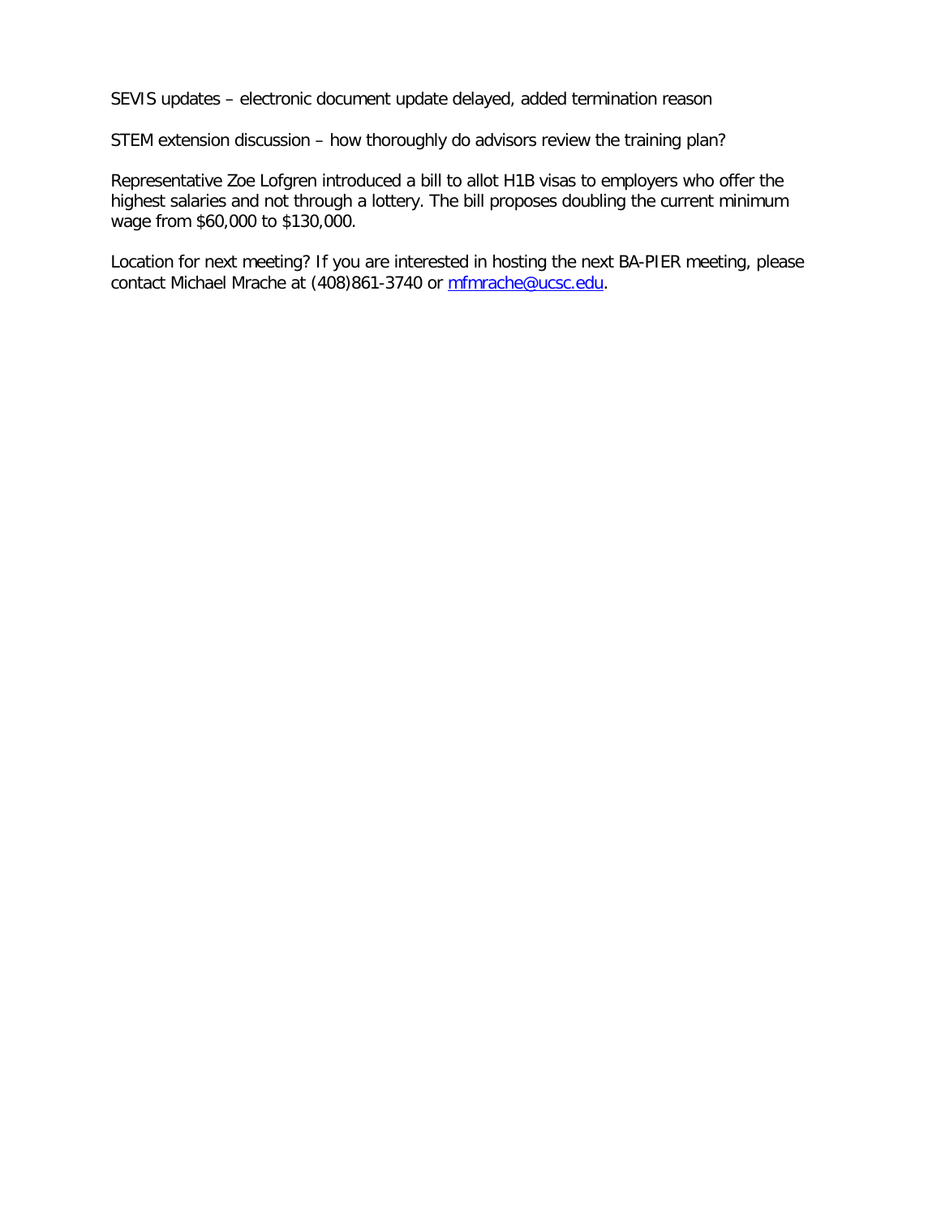SEVIS updates – electronic document update delayed, added termination reason

STEM extension discussion – how thoroughly do advisors review the training plan?

Representative Zoe Lofgren introduced a bill to allot H1B visas to employers who offer the highest salaries and not through a lottery. The bill proposes doubling the current minimum wage from $60,000 to $130,000.

Location for next meeting? If you are interested in hosting the next BA-PIER meeting, please contact Michael Mrache at (408)861-3740 or mfmrache@ucsc.edu.